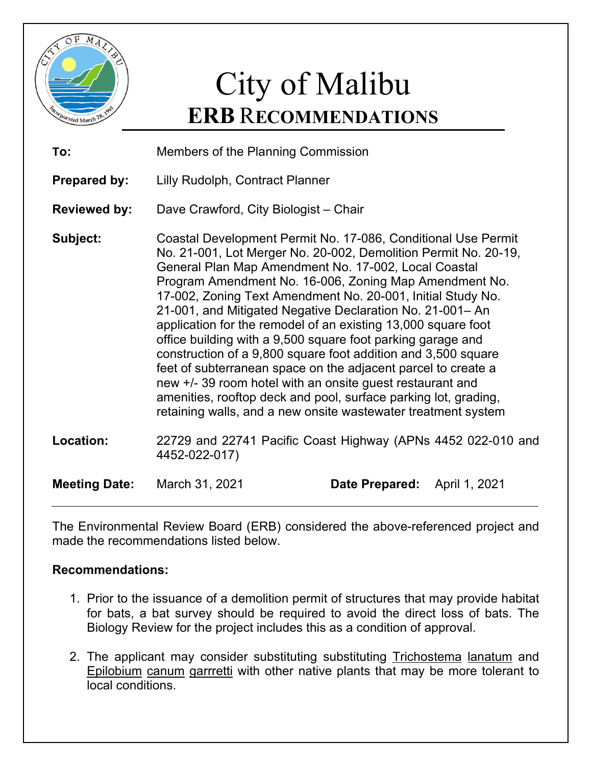# City of Malibu

## ERB RECOMMENDATIONS

**To:** Members of the Planning Commission

**Prepared by:** Lilly Rudolph, Contract Planner

**Reviewed by:** Dave Crawford, City Biologist – Chair

**Subject:** Coastal Development Permit No. 17-086, Conditional Use Permit No. 21-001, Lot Merger No. 20-002, Demolition Permit No. 20-19, General Plan Map Amendment No. 17-002, Local Coastal Program Amendment No. 16-006, Zoning Map Amendment No. 17-002, Zoning Text Amendment No. 20-001, Initial Study No. 21-001, and Mitigated Negative Declaration No. 21-001– An application for the remodel of an existing 13,000 square foot office building with a 9,500 square foot parking garage and construction of a 9,800 square foot addition and 3,500 square feet of subterranean space on the adjacent parcel to create a new +/- 39 room hotel with an onsite guest restaurant and amenities, rooftop deck and pool, surface parking lot, grading, retaining walls, and a new onsite wastewater treatment system

**Location:** 22729 and 22741 Pacific Coast Highway (APNs 4452 022-010 and 4452-022-017)

**Meeting Date:** March 31, 2021 **Date Prepared:** April 1, 2021

---

The Environmental Review Board (ERB) considered the above-referenced project and made the recommendations listed below.

**Recommendations:**

1. Prior to the issuance of a demolition permit of structures that may provide habitat for bats, a bat survey should be required to avoid the direct loss of bats. The Biology Review for the project includes this as a condition of approval.

2. The applicant may consider substituting substituting <u>Trichostema</u> <u>lanatum</u> and <u>Epilobium</u> <u>canum</u> <u>garrretti</u> with other native plants that may be more tolerant to local conditions.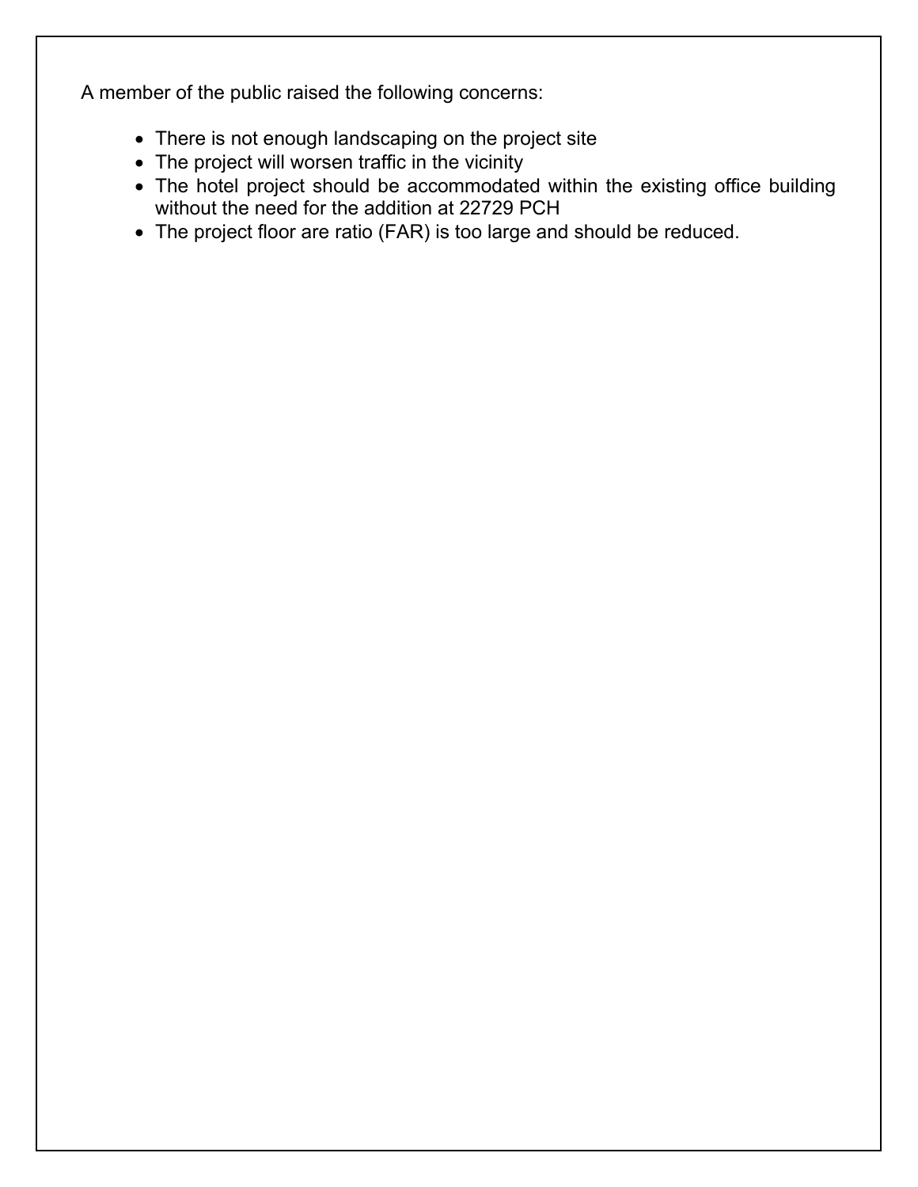A member of the public raised the following concerns:

- There is not enough landscaping on the project site
- The project will worsen traffic in the vicinity
- The hotel project should be accommodated within the existing office building without the need for the addition at 22729 PCH
- The project floor are ratio (FAR) is too large and should be reduced.